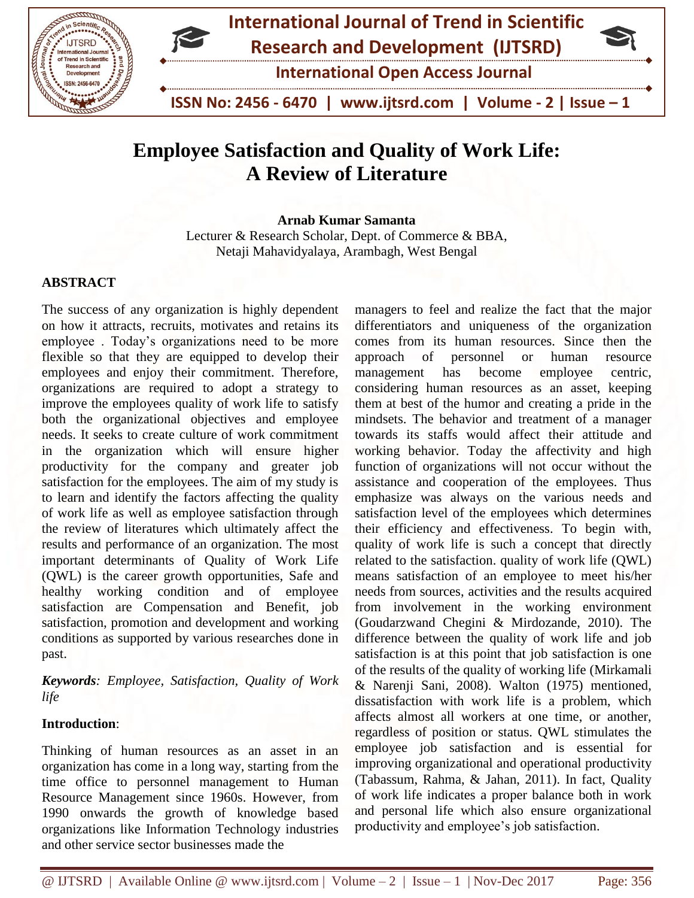# Employee Satisfaction and Quality of Work Life: A Review of Literature

**Arnab Kumar Samanta**
Lecturer & Research Scholar, Dept. of Commerce & BBA,
Netaji Mahavidyalaya, Arambagh, West Bengal

## ABSTRACT

The success of any organization is highly dependent on how it attracts, recruits, motivates and retains its employee . Today's organizations need to be more flexible so that they are equipped to develop their employees and enjoy their commitment. Therefore, organizations are required to adopt a strategy to improve the employees quality of work life to satisfy both the organizational objectives and employee needs. It seeks to create culture of work commitment in the organization which will ensure higher productivity for the company and greater job satisfaction for the employees. The aim of my study is to learn and identify the factors affecting the quality of work life as well as employee satisfaction through the review of literatures which ultimately affect the results and performance of an organization. The most important determinants of Quality of Work Life (QWL) is the career growth opportunities, Safe and healthy working condition and of employee satisfaction are Compensation and Benefit, job satisfaction, promotion and development and working conditions as supported by various researches done in past.

***Keywords**: Employee, Satisfaction, Quality of Work life*

**Introduction**:

Thinking of human resources as an asset in an organization has come in a long way, starting from the time office to personnel management to Human Resource Management since 1960s. However, from 1990 onwards the growth of knowledge based organizations like Information Technology industries and other service sector businesses made the managers to feel and realize the fact that the major differentiators and uniqueness of the organization comes from its human resources. Since then the approach of personnel or human resource management has become employee centric, considering human resources as an asset, keeping them at best of the humor and creating a pride in the mindsets. The behavior and treatment of a manager towards its staffs would affect their attitude and working behavior. Today the affectivity and high function of organizations will not occur without the assistance and cooperation of the employees. Thus emphasize was always on the various needs and satisfaction level of the employees which determines their efficiency and effectiveness. To begin with, quality of work life is such a concept that directly related to the satisfaction. quality of work life (QWL) means satisfaction of an employee to meet his/her needs from sources, activities and the results acquired from involvement in the working environment (Goudarzwand Chegini & Mirdozande, 2010). The difference between the quality of work life and job satisfaction is at this point that job satisfaction is one of the results of the quality of working life (Mirkamali & Narenji Sani, 2008). Walton (1975) mentioned, dissatisfaction with work life is a problem, which affects almost all workers at one time, or another, regardless of position or status. QWL stimulates the employee job satisfaction and is essential for improving organizational and operational productivity (Tabassum, Rahma, & Jahan, 2011). In fact, Quality of work life indicates a proper balance both in work and personal life which also ensure organizational productivity and employee's job satisfaction.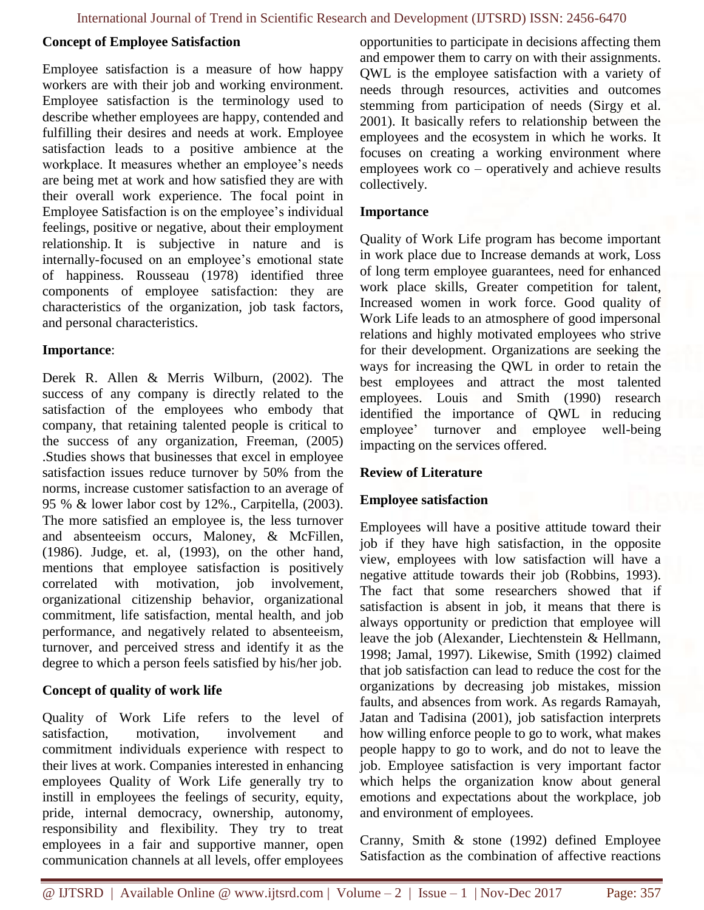### Concept of Employee Satisfaction

Employee satisfaction is a measure of how happy workers are with their job and working environment. Employee satisfaction is the terminology used to describe whether employees are happy, contended and fulfilling their desires and needs at work. Employee satisfaction leads to a positive ambience at the workplace. It measures whether an employee's needs are being met at work and how satisfied they are with their overall work experience. The focal point in Employee Satisfaction is on the employee's individual feelings, positive or negative, about their employment relationship. It is subjective in nature and is internally-focused on an employee's emotional state of happiness. Rousseau (1978) identified three components of employee satisfaction: they are characteristics of the organization, job task factors, and personal characteristics.

**Importance**:

Derek R. Allen & Merris Wilburn, (2002). The success of any company is directly related to the satisfaction of the employees who embody that company, that retaining talented people is critical to the success of any organization, Freeman, (2005) .Studies shows that businesses that excel in employee satisfaction issues reduce turnover by 50% from the norms, increase customer satisfaction to an average of 95 % & lower labor cost by 12%., Carpitella, (2003). The more satisfied an employee is, the less turnover and absenteeism occurs, Maloney, & McFillen, (1986). Judge, et. al, (1993), on the other hand, mentions that employee satisfaction is positively correlated with motivation, job involvement, organizational citizenship behavior, organizational commitment, life satisfaction, mental health, and job performance, and negatively related to absenteeism, turnover, and perceived stress and identify it as the degree to which a person feels satisfied by his/her job.

### Concept of quality of work life

Quality of Work Life refers to the level of satisfaction, motivation, involvement and commitment individuals experience with respect to their lives at work. Companies interested in enhancing employees Quality of Work Life generally try to instill in employees the feelings of security, equity, pride, internal democracy, ownership, autonomy, responsibility and flexibility. They try to treat employees in a fair and supportive manner, open communication channels at all levels, offer employees opportunities to participate in decisions affecting them and empower them to carry on with their assignments. QWL is the employee satisfaction with a variety of needs through resources, activities and outcomes stemming from participation of needs (Sirgy et al. 2001). It basically refers to relationship between the employees and the ecosystem in which he works. It focuses on creating a working environment where employees work co – operatively and achieve results collectively.

**Importance**

Quality of Work Life program has become important in work place due to Increase demands at work, Loss of long term employee guarantees, need for enhanced work place skills, Greater competition for talent, Increased women in work force. Good quality of Work Life leads to an atmosphere of good impersonal relations and highly motivated employees who strive for their development. Organizations are seeking the ways for increasing the QWL in order to retain the best employees and attract the most talented employees. Louis and Smith (1990) research identified the importance of QWL in reducing employee' turnover and employee well-being impacting on the services offered.

### Review of Literature

**Employee satisfaction**

Employees will have a positive attitude toward their job if they have high satisfaction, in the opposite view, employees with low satisfaction will have a negative attitude towards their job (Robbins, 1993). The fact that some researchers showed that if satisfaction is absent in job, it means that there is always opportunity or prediction that employee will leave the job (Alexander, Liechtenstein & Hellmann, 1998; Jamal, 1997). Likewise, Smith (1992) claimed that job satisfaction can lead to reduce the cost for the organizations by decreasing job mistakes, mission faults, and absences from work. As regards Ramayah, Jatan and Tadisina (2001), job satisfaction interprets how willing enforce people to go to work, what makes people happy to go to work, and do not to leave the job. Employee satisfaction is very important factor which helps the organization know about general emotions and expectations about the workplace, job and environment of employees.

Cranny, Smith & stone (1992) defined Employee Satisfaction as the combination of affective reactions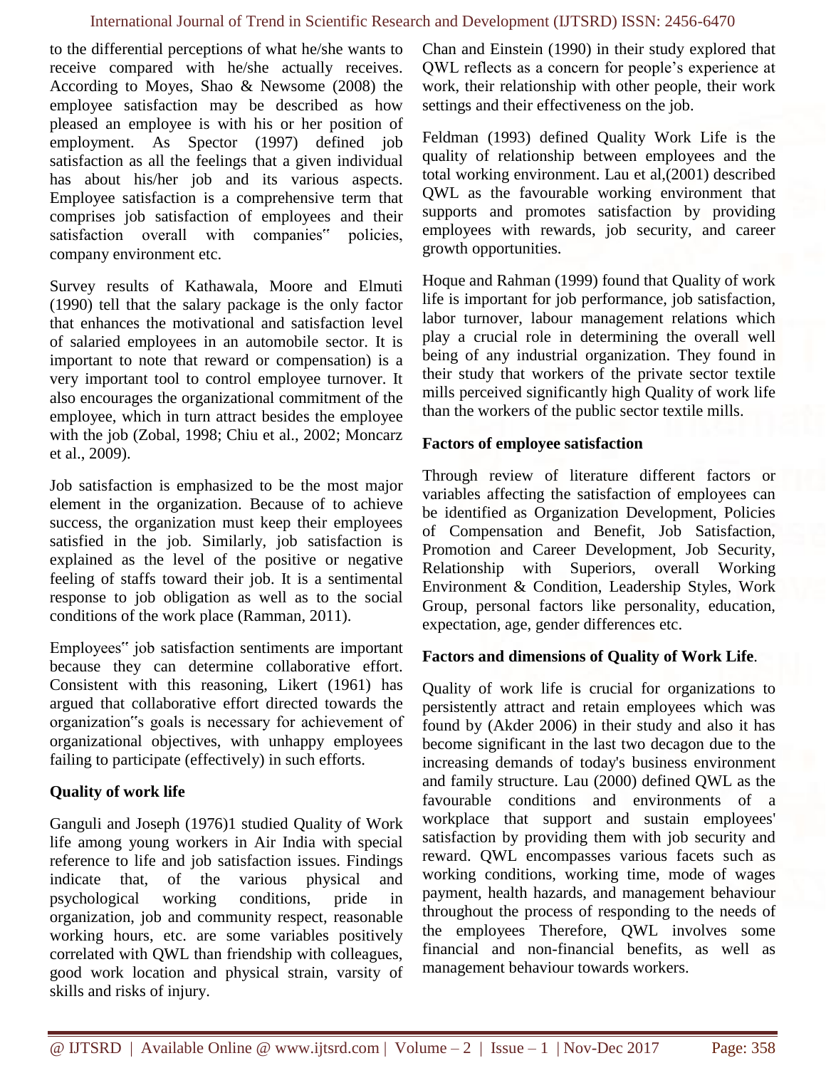to the differential perceptions of what he/she wants to receive compared with he/she actually receives. According to Moyes, Shao & Newsome (2008) the employee satisfaction may be described as how pleased an employee is with his or her position of employment. As Spector (1997) defined job satisfaction as all the feelings that a given individual has about his/her job and its various aspects. Employee satisfaction is a comprehensive term that comprises job satisfaction of employees and their satisfaction overall with companies‟ policies, company environment etc.

Survey results of Kathawala, Moore and Elmuti (1990) tell that the salary package is the only factor that enhances the motivational and satisfaction level of salaried employees in an automobile sector. It is important to note that reward or compensation) is a very important tool to control employee turnover. It also encourages the organizational commitment of the employee, which in turn attract besides the employee with the job (Zobal, 1998; Chiu et al., 2002; Moncarz et al., 2009).

Job satisfaction is emphasized to be the most major element in the organization. Because of to achieve success, the organization must keep their employees satisfied in the job. Similarly, job satisfaction is explained as the level of the positive or negative feeling of staffs toward their job. It is a sentimental response to job obligation as well as to the social conditions of the work place (Ramman, 2011).

Employees‟ job satisfaction sentiments are important because they can determine collaborative effort. Consistent with this reasoning, Likert (1961) has argued that collaborative effort directed towards the organization‟s goals is necessary for achievement of organizational objectives, with unhappy employees failing to participate (effectively) in such efforts.

**Quality of work life**

Ganguli and Joseph (1976)1 studied Quality of Work life among young workers in Air India with special reference to life and job satisfaction issues. Findings indicate that, of the various physical and psychological working conditions, pride in organization, job and community respect, reasonable working hours, etc. are some variables positively correlated with QWL than friendship with colleagues, good work location and physical strain, varsity of skills and risks of injury.

Chan and Einstein (1990) in their study explored that QWL reflects as a concern for people's experience at work, their relationship with other people, their work settings and their effectiveness on the job.

Feldman (1993) defined Quality Work Life is the quality of relationship between employees and the total working environment. Lau et al,(2001) described QWL as the favourable working environment that supports and promotes satisfaction by providing employees with rewards, job security, and career growth opportunities.

Hoque and Rahman (1999) found that Quality of work life is important for job performance, job satisfaction, labor turnover, labour management relations which play a crucial role in determining the overall well being of any industrial organization. They found in their study that workers of the private sector textile mills perceived significantly high Quality of work life than the workers of the public sector textile mills.

**Factors of employee satisfaction**

Through review of literature different factors or variables affecting the satisfaction of employees can be identified as Organization Development, Policies of Compensation and Benefit, Job Satisfaction, Promotion and Career Development, Job Security, Relationship with Superiors, overall Working Environment & Condition, Leadership Styles, Work Group, personal factors like personality, education, expectation, age, gender differences etc.

**Factors and dimensions of Quality of Work Life**.

Quality of work life is crucial for organizations to persistently attract and retain employees which was found by (Akder 2006) in their study and also it has become significant in the last two decagon due to the increasing demands of today's business environment and family structure. Lau (2000) defined QWL as the favourable conditions and environments of a workplace that support and sustain employees' satisfaction by providing them with job security and reward. QWL encompasses various facets such as working conditions, working time, mode of wages payment, health hazards, and management behaviour throughout the process of responding to the needs of the employees Therefore, QWL involves some financial and non-financial benefits, as well as management behaviour towards workers.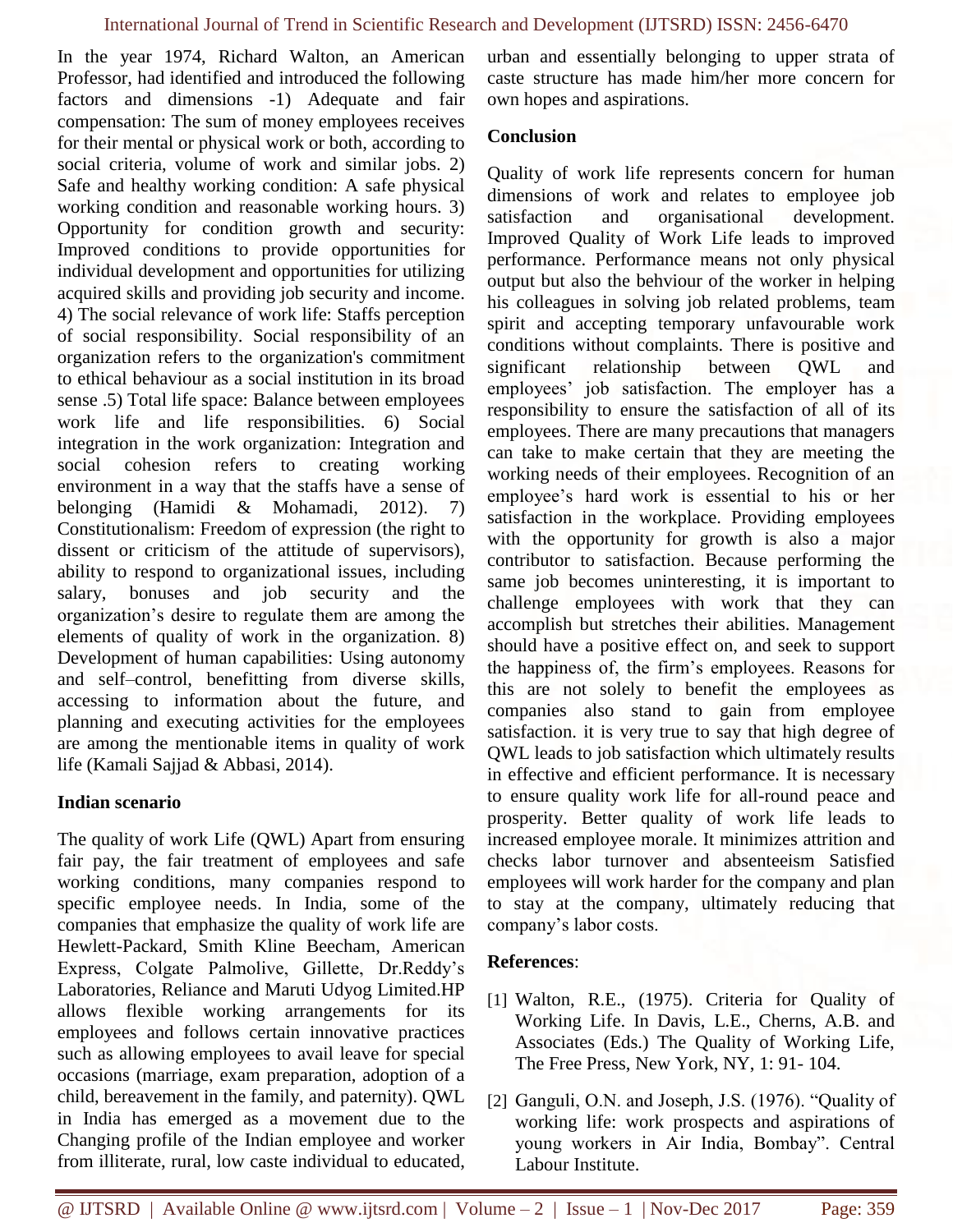In the year 1974, Richard Walton, an American Professor, had identified and introduced the following factors and dimensions -1) Adequate and fair compensation: The sum of money employees receives for their mental or physical work or both, according to social criteria, volume of work and similar jobs. 2) Safe and healthy working condition: A safe physical working condition and reasonable working hours. 3) Opportunity for condition growth and security: Improved conditions to provide opportunities for individual development and opportunities for utilizing acquired skills and providing job security and income. 4) The social relevance of work life: Staffs perception of social responsibility. Social responsibility of an organization refers to the organization's commitment to ethical behaviour as a social institution in its broad sense .5) Total life space: Balance between employees work life and life responsibilities. 6) Social integration in the work organization: Integration and social cohesion refers to creating working environment in a way that the staffs have a sense of belonging (Hamidi & Mohamadi, 2012). 7) Constitutionalism: Freedom of expression (the right to dissent or criticism of the attitude of supervisors), ability to respond to organizational issues, including salary, bonuses and job security and the organization's desire to regulate them are among the elements of quality of work in the organization. 8) Development of human capabilities: Using autonomy and self–control, benefitting from diverse skills, accessing to information about the future, and planning and executing activities for the employees are among the mentionable items in quality of work life (Kamali Sajjad & Abbasi, 2014).

**Indian scenario**

The quality of work Life (QWL) Apart from ensuring fair pay, the fair treatment of employees and safe working conditions, many companies respond to specific employee needs. In India, some of the companies that emphasize the quality of work life are Hewlett-Packard, Smith Kline Beecham, American Express, Colgate Palmolive, Gillette, Dr.Reddy's Laboratories, Reliance and Maruti Udyog Limited.HP allows flexible working arrangements for its employees and follows certain innovative practices such as allowing employees to avail leave for special occasions (marriage, exam preparation, adoption of a child, bereavement in the family, and paternity). QWL in India has emerged as a movement due to the Changing profile of the Indian employee and worker from illiterate, rural, low caste individual to educated, urban and essentially belonging to upper strata of caste structure has made him/her more concern for own hopes and aspirations.

**Conclusion**

Quality of work life represents concern for human dimensions of work and relates to employee job satisfaction and organisational development. Improved Quality of Work Life leads to improved performance. Performance means not only physical output but also the behviour of the worker in helping his colleagues in solving job related problems, team spirit and accepting temporary unfavourable work conditions without complaints. There is positive and significant relationship between QWL and employees' job satisfaction. The employer has a responsibility to ensure the satisfaction of all of its employees. There are many precautions that managers can take to make certain that they are meeting the working needs of their employees. Recognition of an employee's hard work is essential to his or her satisfaction in the workplace. Providing employees with the opportunity for growth is also a major contributor to satisfaction. Because performing the same job becomes uninteresting, it is important to challenge employees with work that they can accomplish but stretches their abilities. Management should have a positive effect on, and seek to support the happiness of, the firm's employees. Reasons for this are not solely to benefit the employees as companies also stand to gain from employee satisfaction. it is very true to say that high degree of QWL leads to job satisfaction which ultimately results in effective and efficient performance. It is necessary to ensure quality work life for all-round peace and prosperity. Better quality of work life leads to increased employee morale. It minimizes attrition and checks labor turnover and absenteeism Satisfied employees will work harder for the company and plan to stay at the company, ultimately reducing that company's labor costs.

**References**:

[1] Walton, R.E., (1975). Criteria for Quality of Working Life. In Davis, L.E., Cherns, A.B. and Associates (Eds.) The Quality of Working Life, The Free Press, New York, NY, 1: 91- 104.

[2] Ganguli, O.N. and Joseph, J.S. (1976). "Quality of working life: work prospects and aspirations of young workers in Air India, Bombay". Central Labour Institute.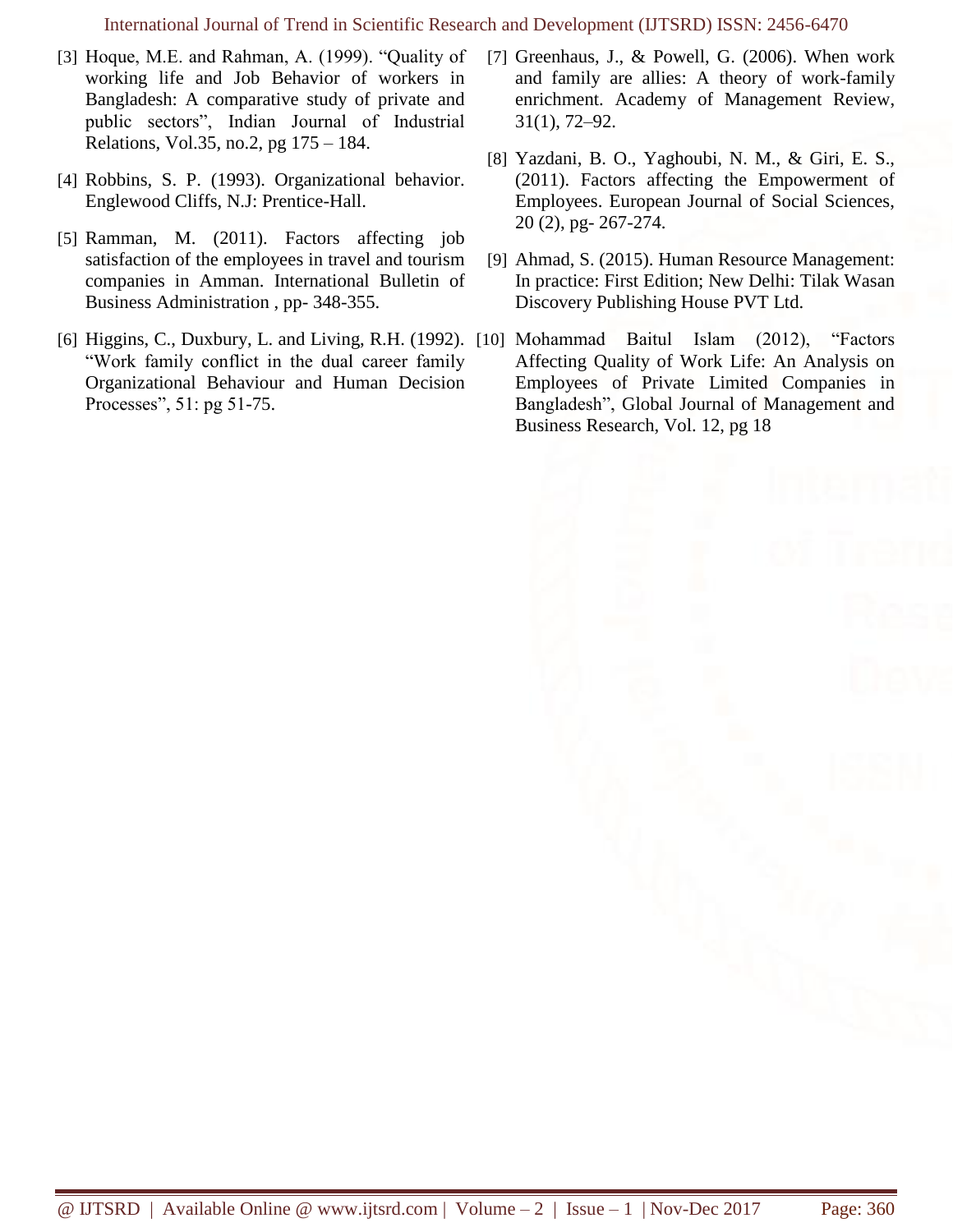[3] Hoque, M.E. and Rahman, A. (1999). "Quality of working life and Job Behavior of workers in Bangladesh: A comparative study of private and public sectors", Indian Journal of Industrial Relations, Vol.35, no.2, pg 175 – 184.

[4] Robbins, S. P. (1993). Organizational behavior. Englewood Cliffs, N.J: Prentice-Hall.

[5] Ramman, M. (2011). Factors affecting job satisfaction of the employees in travel and tourism companies in Amman. International Bulletin of Business Administration , pp- 348-355.

[6] Higgins, C., Duxbury, L. and Living, R.H. (1992). "Work family conflict in the dual career family Organizational Behaviour and Human Decision Processes", 51: pg 51-75.

[7] Greenhaus, J., & Powell, G. (2006). When work and family are allies: A theory of work-family enrichment. Academy of Management Review, 31(1), 72–92.

[8] Yazdani, B. O., Yaghoubi, N. M., & Giri, E. S., (2011). Factors affecting the Empowerment of Employees. European Journal of Social Sciences, 20 (2), pg- 267-274.

[9] Ahmad, S. (2015). Human Resource Management: In practice: First Edition; New Delhi: Tilak Wasan Discovery Publishing House PVT Ltd.

[10] Mohammad Baitul Islam (2012), "Factors Affecting Quality of Work Life: An Analysis on Employees of Private Limited Companies in Bangladesh", Global Journal of Management and Business Research, Vol. 12, pg 18